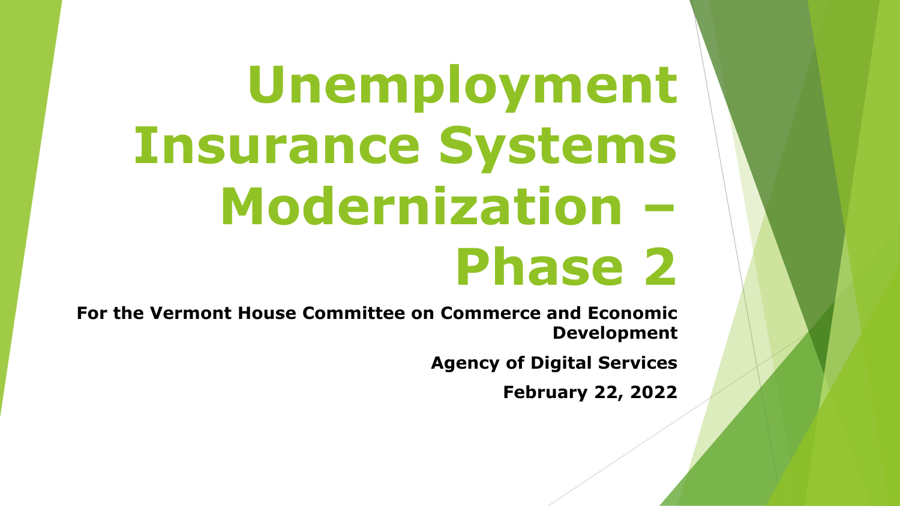# Unemployment Insurance Systems Modernization – Phase 2

**For the Vermont House Committee on Commerce and Economic Development**

**Agency of Digital Services**

**February 22, 2022**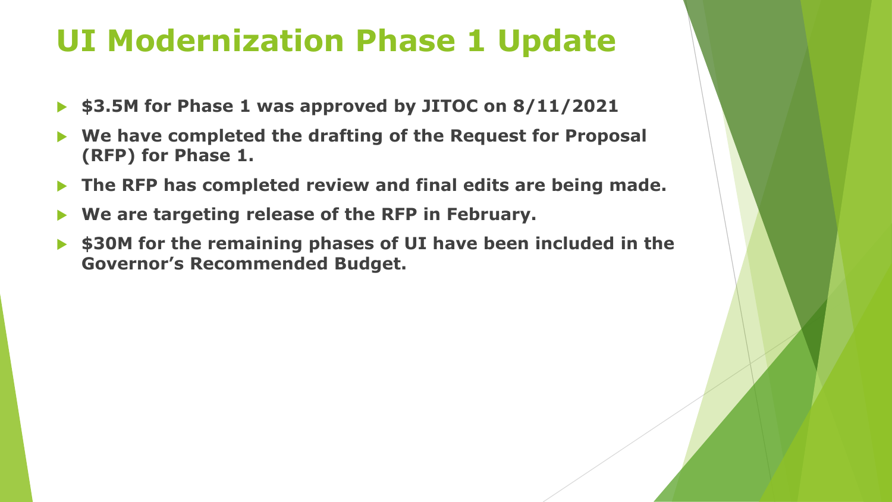# UI Modernization Phase 1 Update

- **\$3.5M for Phase 1 was approved by JITOC on 8/11/2021**
- **We have completed the drafting of the Request for Proposal (RFP) for Phase 1.**
- **The RFP has completed review and final edits are being made.**
- **We are targeting release of the RFP in February.**
- **\$30M for the remaining phases of UI have been included in the Governor's Recommended Budget.**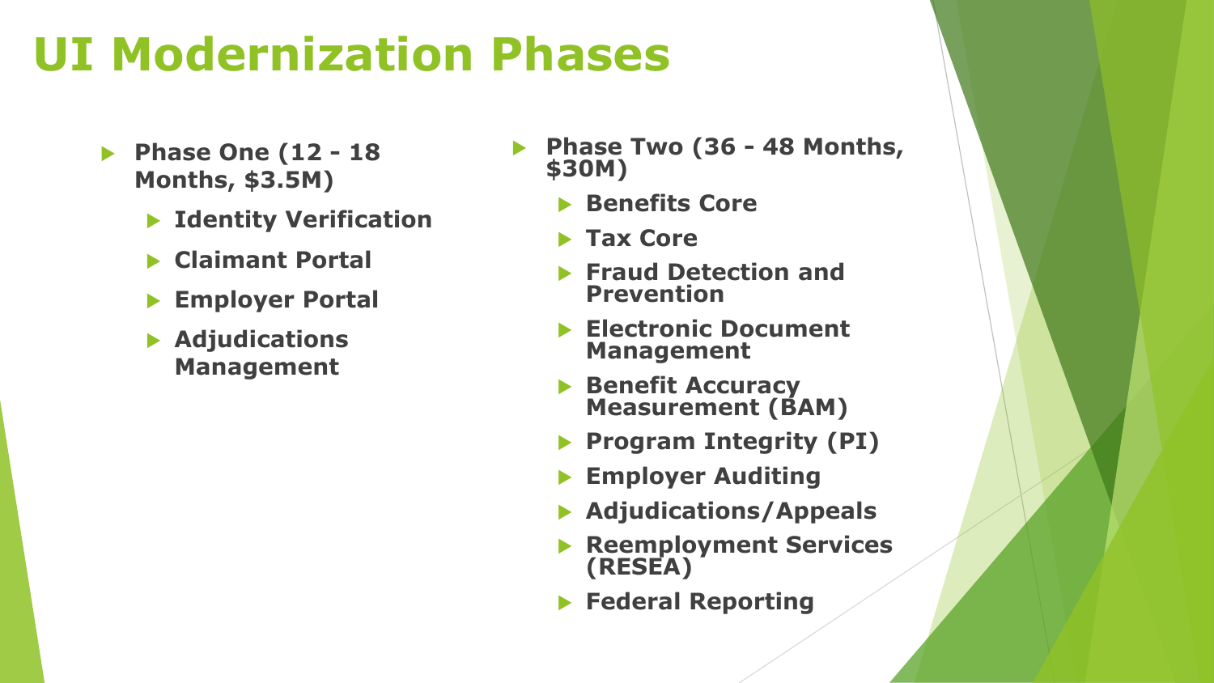# UI Modernization Phases

- **Phase One (12 - 18 Months, $3.5M)**
  - **Identity Verification**
  - **Claimant Portal**
  - **Employer Portal**
  - **Adjudications Management**

- **Phase Two (36 - 48 Months, $30M)**
  - **Benefits Core**
  - **Tax Core**
  - **Fraud Detection and Prevention**
  - **Electronic Document Management**
  - **Benefit Accuracy Measurement (BAM)**
  - **Program Integrity (PI)**
  - **Employer Auditing**
  - **Adjudications/Appeals**
  - **Reemployment Services (RESEA)**
  - **Federal Reporting**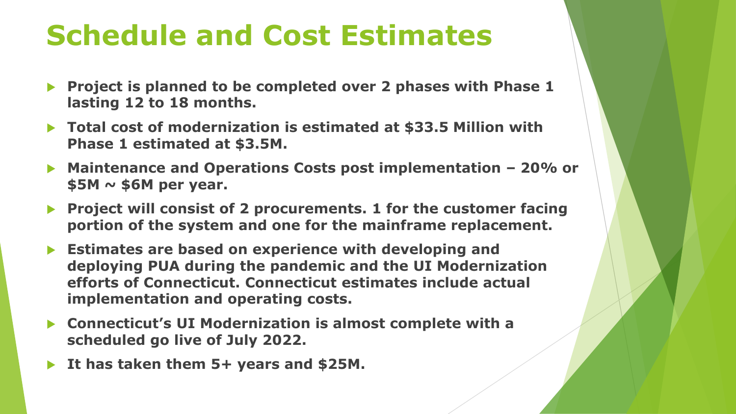# Schedule and Cost Estimates

- **Project is planned to be completed over 2 phases with Phase 1 lasting 12 to 18 months.**
- **Total cost of modernization is estimated at $33.5 Million with Phase 1 estimated at $3.5M.**
- **Maintenance and Operations Costs post implementation – 20% or $5M ~ $6M per year.**
- **Project will consist of 2 procurements. 1 for the customer facing portion of the system and one for the mainframe replacement.**
- **Estimates are based on experience with developing and deploying PUA during the pandemic and the UI Modernization efforts of Connecticut. Connecticut estimates include actual implementation and operating costs.**
- **Connecticut's UI Modernization is almost complete with a scheduled go live of July 2022.**
- **It has taken them 5+ years and $25M.**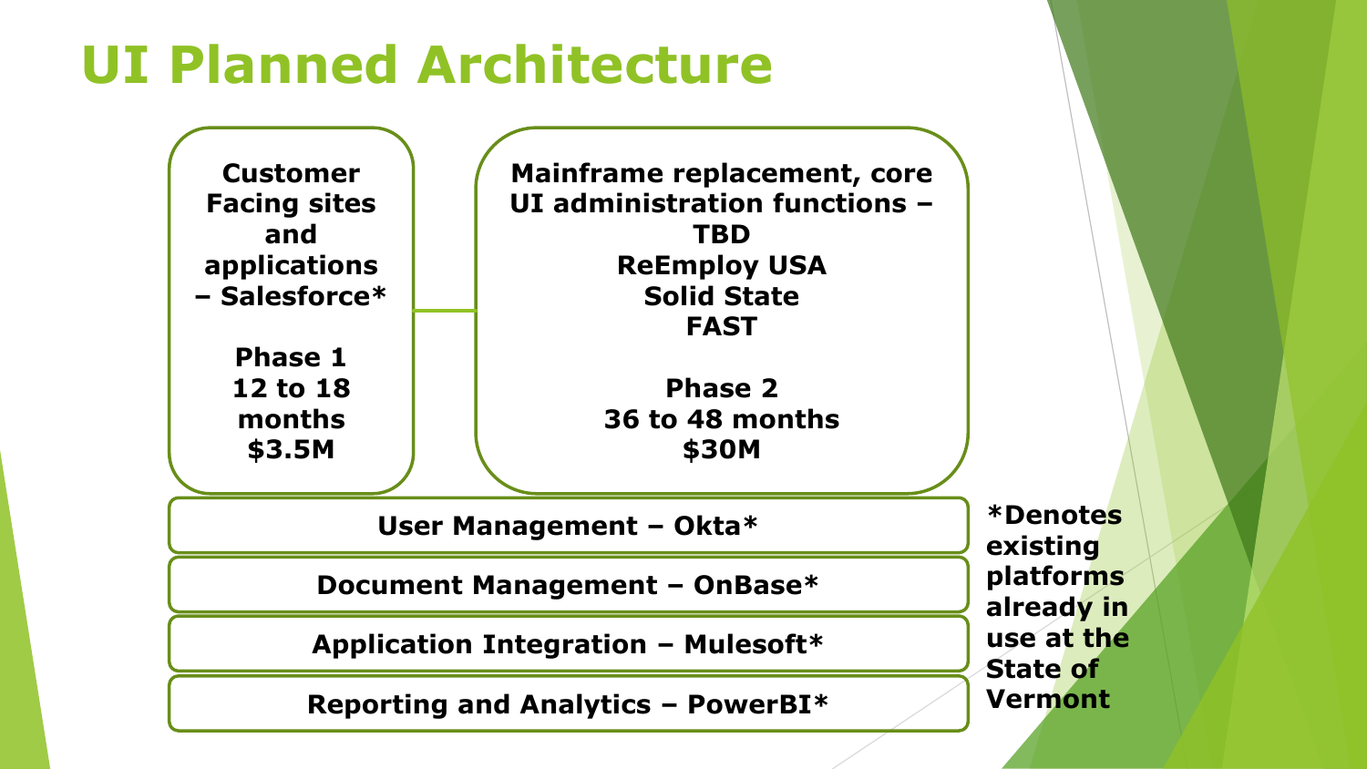# UI Planned Architecture

**Customer Facing sites and applications – Salesforce***

**Phase 1**
**12 to 18 months**
**$3.5M**

**Mainframe replacement, core UI administration functions – TBD**
**ReEmploy USA**
**Solid State**
**FAST**

**Phase 2**
**36 to 48 months**
**$30M**

**User Management – Okta***

**Document Management – OnBase***

**Application Integration – Mulesoft***

**Reporting and Analytics – PowerBI***

***Denotes existing platforms already in use at the State of Vermont**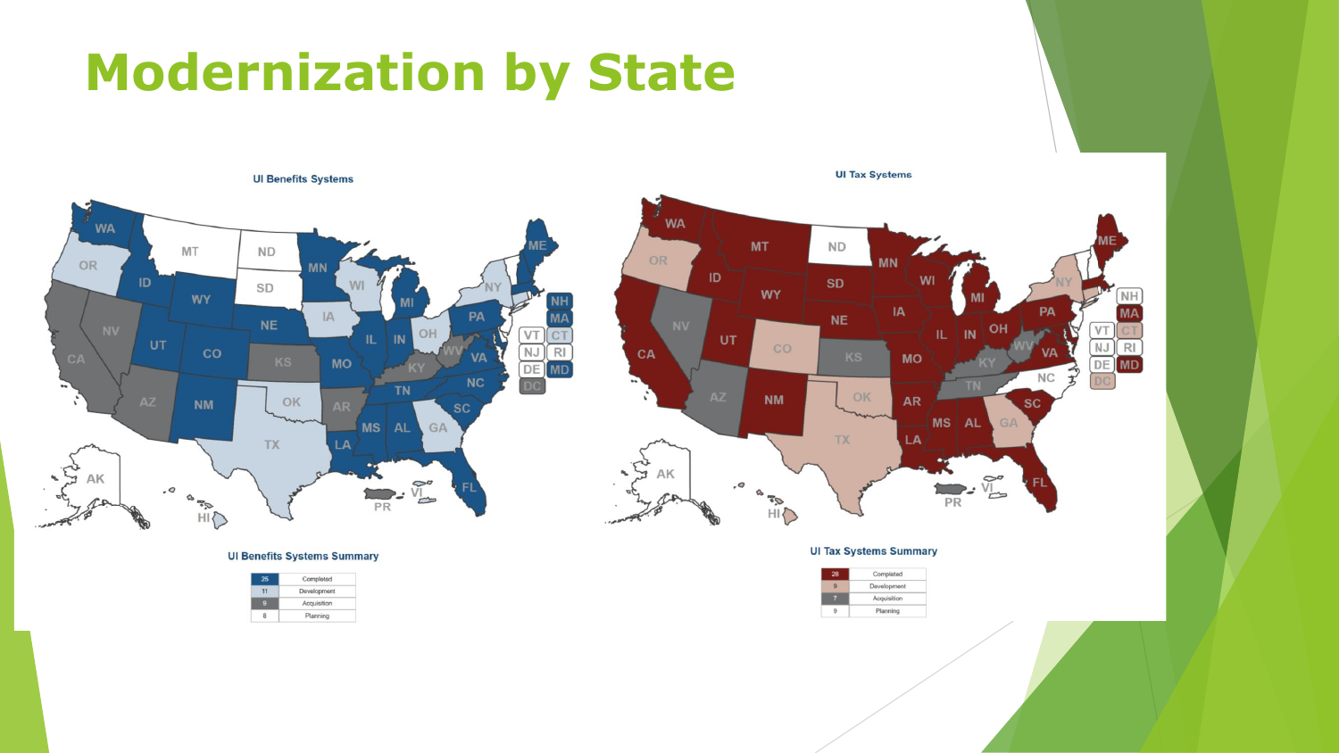# Modernization by State

UI Benefits Systems

UI Benefits Systems Summary

| | |
|---|---|
| 25 | Completed |
| 11 | Development |
| 9 | Acquisition |
| 8 | Planning |

UI Tax Systems

UI Tax Systems Summary

| | |
|---|---|
| 28 | Completed |
| 9 | Development |
| 7 | Acquisition |
| 9 | Planning |